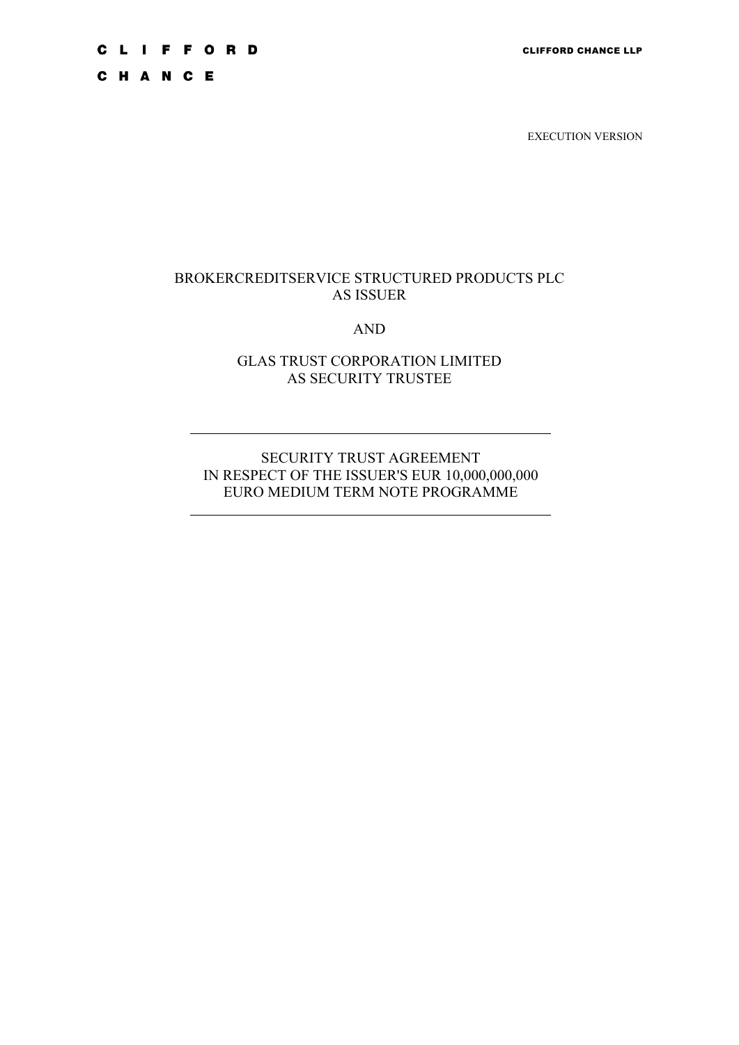CLIFFORD

CHANCE

CLIFFORD CHANCE LLP

EXECUTION VERSION

BROKERCREDITSERVICE STRUCTURED PRODUCTS PLC
AS ISSUER

AND

GLAS TRUST CORPORATION LIMITED
AS SECURITY TRUSTEE

---

SECURITY TRUST AGREEMENT
IN RESPECT OF THE ISSUER'S EUR 10,000,000,000
EURO MEDIUM TERM NOTE PROGRAMME

---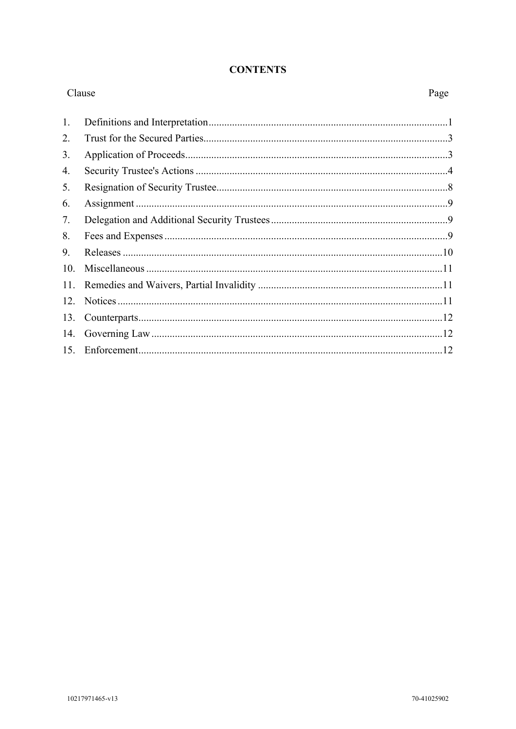# CONTENTS

| Clause | | Page |
|---|---|---|
| 1. | Definitions and Interpretation | 1 |
| 2. | Trust for the Secured Parties | 3 |
| 3. | Application of Proceeds | 3 |
| 4. | Security Trustee's Actions | 4 |
| 5. | Resignation of Security Trustee | 8 |
| 6. | Assignment | 9 |
| 7. | Delegation and Additional Security Trustees | 9 |
| 8. | Fees and Expenses | 9 |
| 9. | Releases | 10 |
| 10. | Miscellaneous | 11 |
| 11. | Remedies and Waivers, Partial Invalidity | 11 |
| 12. | Notices | 11 |
| 13. | Counterparts | 12 |
| 14. | Governing Law | 12 |
| 15. | Enforcement | 12 |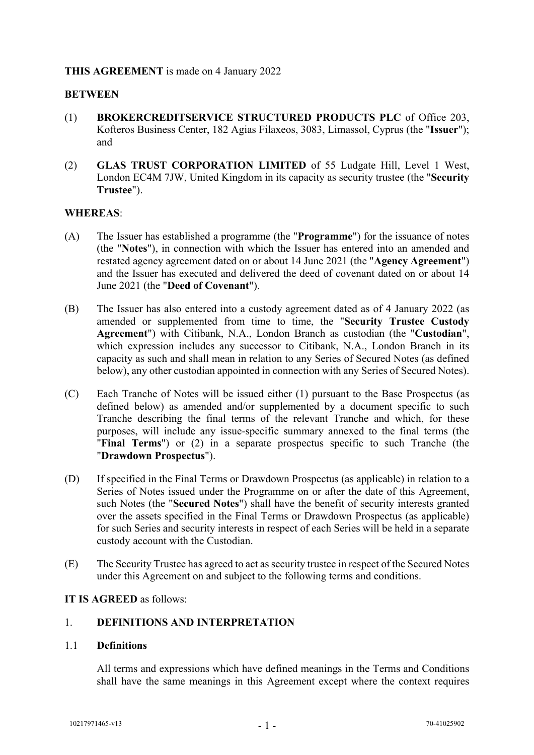**THIS AGREEMENT** is made on 4 January 2022

**BETWEEN**

(1) **BROKERCREDITSERVICE STRUCTURED PRODUCTS PLC** of Office 203, Kofteros Business Center, 182 Agias Filaxeos, 3083, Limassol, Cyprus (the "**Issuer**"); and

(2) **GLAS TRUST CORPORATION LIMITED** of 55 Ludgate Hill, Level 1 West, London EC4M 7JW, United Kingdom in its capacity as security trustee (the "**Security Trustee**").

**WHEREAS**:

(A) The Issuer has established a programme (the "**Programme**") for the issuance of notes (the "**Notes**"), in connection with which the Issuer has entered into an amended and restated agency agreement dated on or about 14 June 2021 (the "**Agency Agreement**") and the Issuer has executed and delivered the deed of covenant dated on or about 14 June 2021 (the "**Deed of Covenant**").

(B) The Issuer has also entered into a custody agreement dated as of 4 January 2022 (as amended or supplemented from time to time, the "**Security Trustee Custody Agreement**") with Citibank, N.A., London Branch as custodian (the "**Custodian**", which expression includes any successor to Citibank, N.A., London Branch in its capacity as such and shall mean in relation to any Series of Secured Notes (as defined below), any other custodian appointed in connection with any Series of Secured Notes).

(C) Each Tranche of Notes will be issued either (1) pursuant to the Base Prospectus (as defined below) as amended and/or supplemented by a document specific to such Tranche describing the final terms of the relevant Tranche and which, for these purposes, will include any issue-specific summary annexed to the final terms (the "**Final Terms**") or (2) in a separate prospectus specific to such Tranche (the "**Drawdown Prospectus**").

(D) If specified in the Final Terms or Drawdown Prospectus (as applicable) in relation to a Series of Notes issued under the Programme on or after the date of this Agreement, such Notes (the "**Secured Notes**") shall have the benefit of security interests granted over the assets specified in the Final Terms or Drawdown Prospectus (as applicable) for such Series and security interests in respect of each Series will be held in a separate custody account with the Custodian.

(E) The Security Trustee has agreed to act as security trustee in respect of the Secured Notes under this Agreement on and subject to the following terms and conditions.

**IT IS AGREED** as follows:

## 1. DEFINITIONS AND INTERPRETATION

### 1.1 Definitions

All terms and expressions which have defined meanings in the Terms and Conditions shall have the same meanings in this Agreement except where the context requires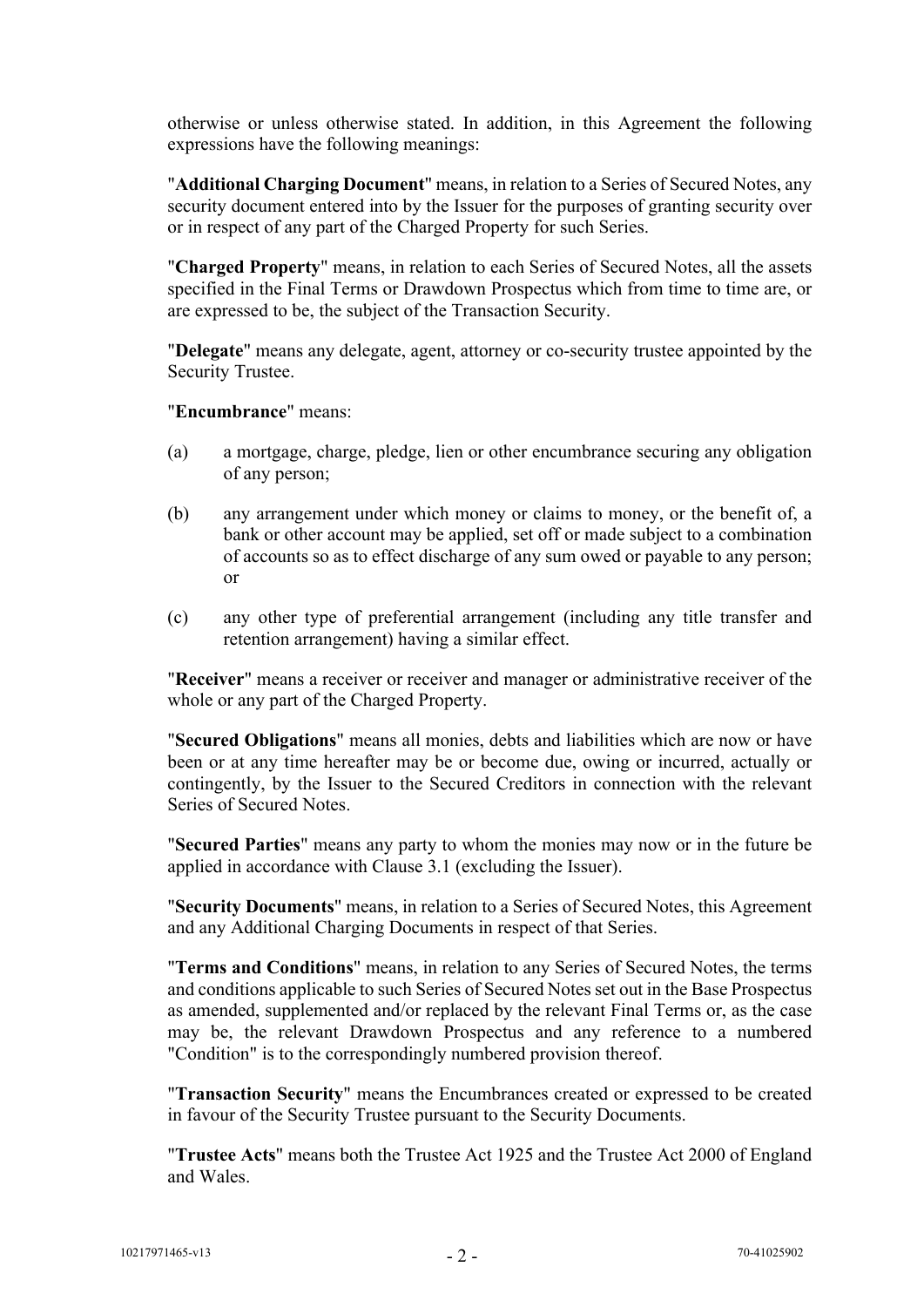otherwise or unless otherwise stated. In addition, in this Agreement the following expressions have the following meanings:

"**Additional Charging Document**" means, in relation to a Series of Secured Notes, any security document entered into by the Issuer for the purposes of granting security over or in respect of any part of the Charged Property for such Series.

"**Charged Property**" means, in relation to each Series of Secured Notes, all the assets specified in the Final Terms or Drawdown Prospectus which from time to time are, or are expressed to be, the subject of the Transaction Security.

"**Delegate**" means any delegate, agent, attorney or co-security trustee appointed by the Security Trustee.

"**Encumbrance**" means:

(a) a mortgage, charge, pledge, lien or other encumbrance securing any obligation of any person;

(b) any arrangement under which money or claims to money, or the benefit of, a bank or other account may be applied, set off or made subject to a combination of accounts so as to effect discharge of any sum owed or payable to any person; or

(c) any other type of preferential arrangement (including any title transfer and retention arrangement) having a similar effect.

"**Receiver**" means a receiver or receiver and manager or administrative receiver of the whole or any part of the Charged Property.

"**Secured Obligations**" means all monies, debts and liabilities which are now or have been or at any time hereafter may be or become due, owing or incurred, actually or contingently, by the Issuer to the Secured Creditors in connection with the relevant Series of Secured Notes.

"**Secured Parties**" means any party to whom the monies may now or in the future be applied in accordance with Clause 3.1 (excluding the Issuer).

"**Security Documents**" means, in relation to a Series of Secured Notes, this Agreement and any Additional Charging Documents in respect of that Series.

"**Terms and Conditions**" means, in relation to any Series of Secured Notes, the terms and conditions applicable to such Series of Secured Notes set out in the Base Prospectus as amended, supplemented and/or replaced by the relevant Final Terms or, as the case may be, the relevant Drawdown Prospectus and any reference to a numbered "Condition" is to the correspondingly numbered provision thereof.

"**Transaction Security**" means the Encumbrances created or expressed to be created in favour of the Security Trustee pursuant to the Security Documents.

"**Trustee Acts**" means both the Trustee Act 1925 and the Trustee Act 2000 of England and Wales.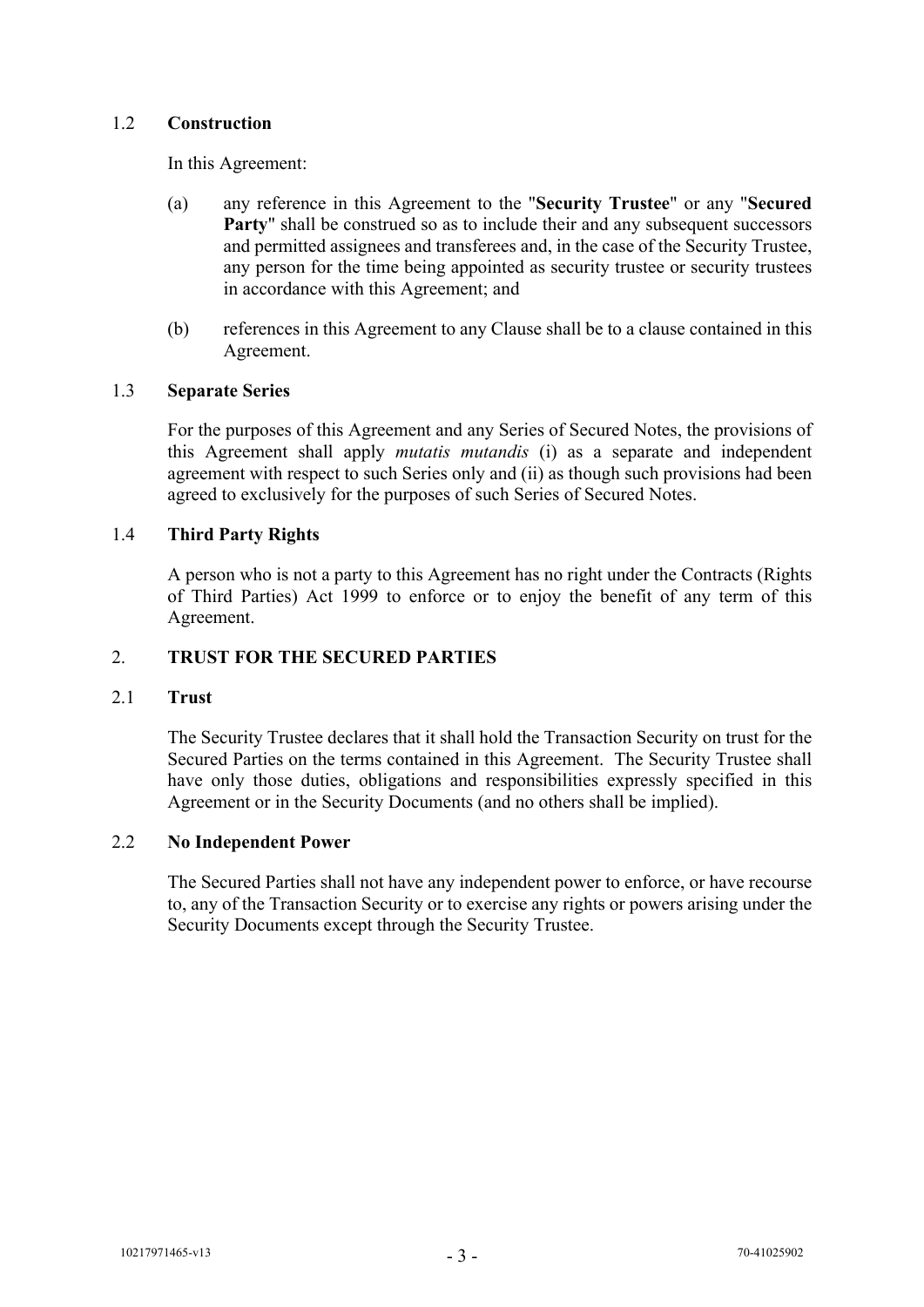### 1.2 **Construction**

In this Agreement:

(a) any reference in this Agreement to the "**Security Trustee**" or any "**Secured Party**" shall be construed so as to include their and any subsequent successors and permitted assignees and transferees and, in the case of the Security Trustee, any person for the time being appointed as security trustee or security trustees in accordance with this Agreement; and

(b) references in this Agreement to any Clause shall be to a clause contained in this Agreement.

### 1.3 **Separate Series**

For the purposes of this Agreement and any Series of Secured Notes, the provisions of this Agreement shall apply *mutatis mutandis* (i) as a separate and independent agreement with respect to such Series only and (ii) as though such provisions had been agreed to exclusively for the purposes of such Series of Secured Notes.

### 1.4 **Third Party Rights**

A person who is not a party to this Agreement has no right under the Contracts (Rights of Third Parties) Act 1999 to enforce or to enjoy the benefit of any term of this Agreement.

## 2. **TRUST FOR THE SECURED PARTIES**

### 2.1 **Trust**

The Security Trustee declares that it shall hold the Transaction Security on trust for the Secured Parties on the terms contained in this Agreement. The Security Trustee shall have only those duties, obligations and responsibilities expressly specified in this Agreement or in the Security Documents (and no others shall be implied).

### 2.2 **No Independent Power**

The Secured Parties shall not have any independent power to enforce, or have recourse to, any of the Transaction Security or to exercise any rights or powers arising under the Security Documents except through the Security Trustee.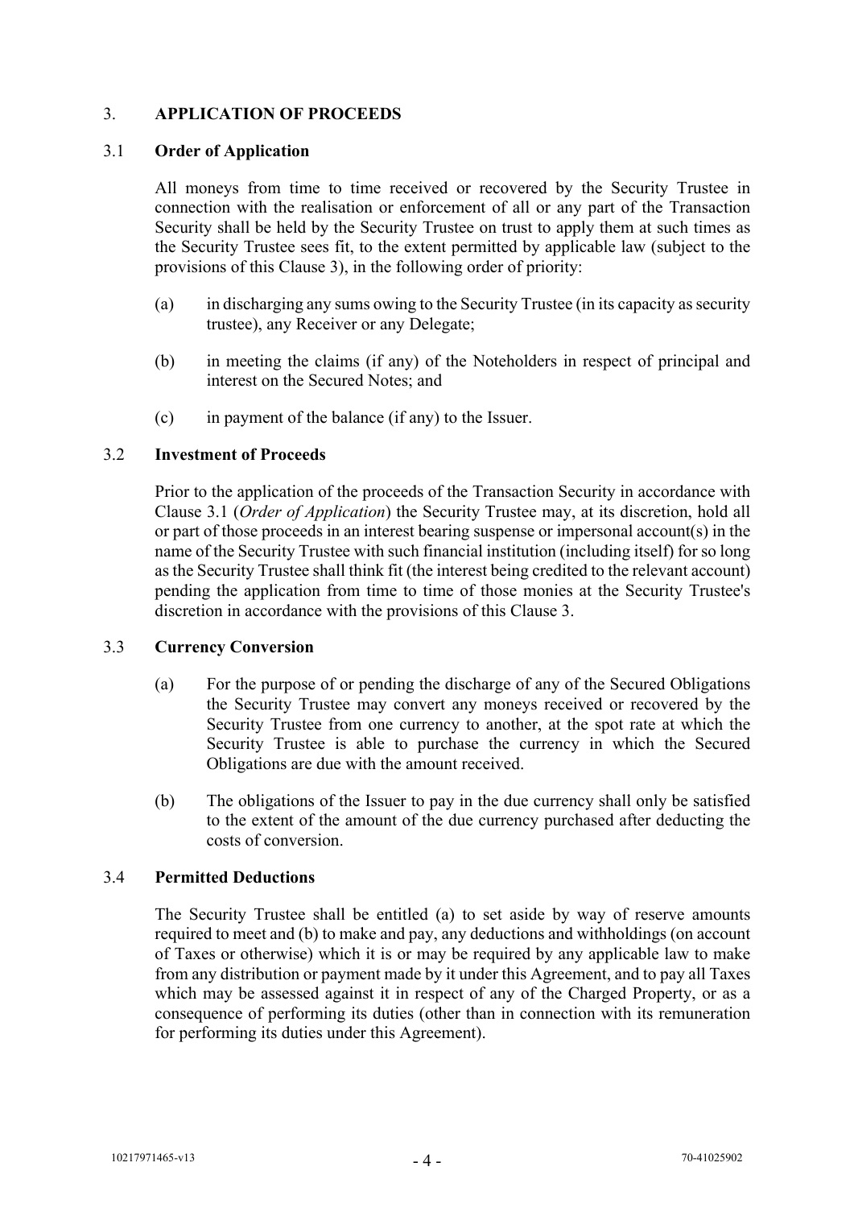## 3. APPLICATION OF PROCEEDS

### 3.1 Order of Application

All moneys from time to time received or recovered by the Security Trustee in connection with the realisation or enforcement of all or any part of the Transaction Security shall be held by the Security Trustee on trust to apply them at such times as the Security Trustee sees fit, to the extent permitted by applicable law (subject to the provisions of this Clause 3), in the following order of priority:

(a) in discharging any sums owing to the Security Trustee (in its capacity as security trustee), any Receiver or any Delegate;

(b) in meeting the claims (if any) of the Noteholders in respect of principal and interest on the Secured Notes; and

(c) in payment of the balance (if any) to the Issuer.

### 3.2 Investment of Proceeds

Prior to the application of the proceeds of the Transaction Security in accordance with Clause 3.1 (*Order of Application*) the Security Trustee may, at its discretion, hold all or part of those proceeds in an interest bearing suspense or impersonal account(s) in the name of the Security Trustee with such financial institution (including itself) for so long as the Security Trustee shall think fit (the interest being credited to the relevant account) pending the application from time to time of those monies at the Security Trustee's discretion in accordance with the provisions of this Clause 3.

### 3.3 Currency Conversion

(a) For the purpose of or pending the discharge of any of the Secured Obligations the Security Trustee may convert any moneys received or recovered by the Security Trustee from one currency to another, at the spot rate at which the Security Trustee is able to purchase the currency in which the Secured Obligations are due with the amount received.

(b) The obligations of the Issuer to pay in the due currency shall only be satisfied to the extent of the amount of the due currency purchased after deducting the costs of conversion.

### 3.4 Permitted Deductions

The Security Trustee shall be entitled (a) to set aside by way of reserve amounts required to meet and (b) to make and pay, any deductions and withholdings (on account of Taxes or otherwise) which it is or may be required by any applicable law to make from any distribution or payment made by it under this Agreement, and to pay all Taxes which may be assessed against it in respect of any of the Charged Property, or as a consequence of performing its duties (other than in connection with its remuneration for performing its duties under this Agreement).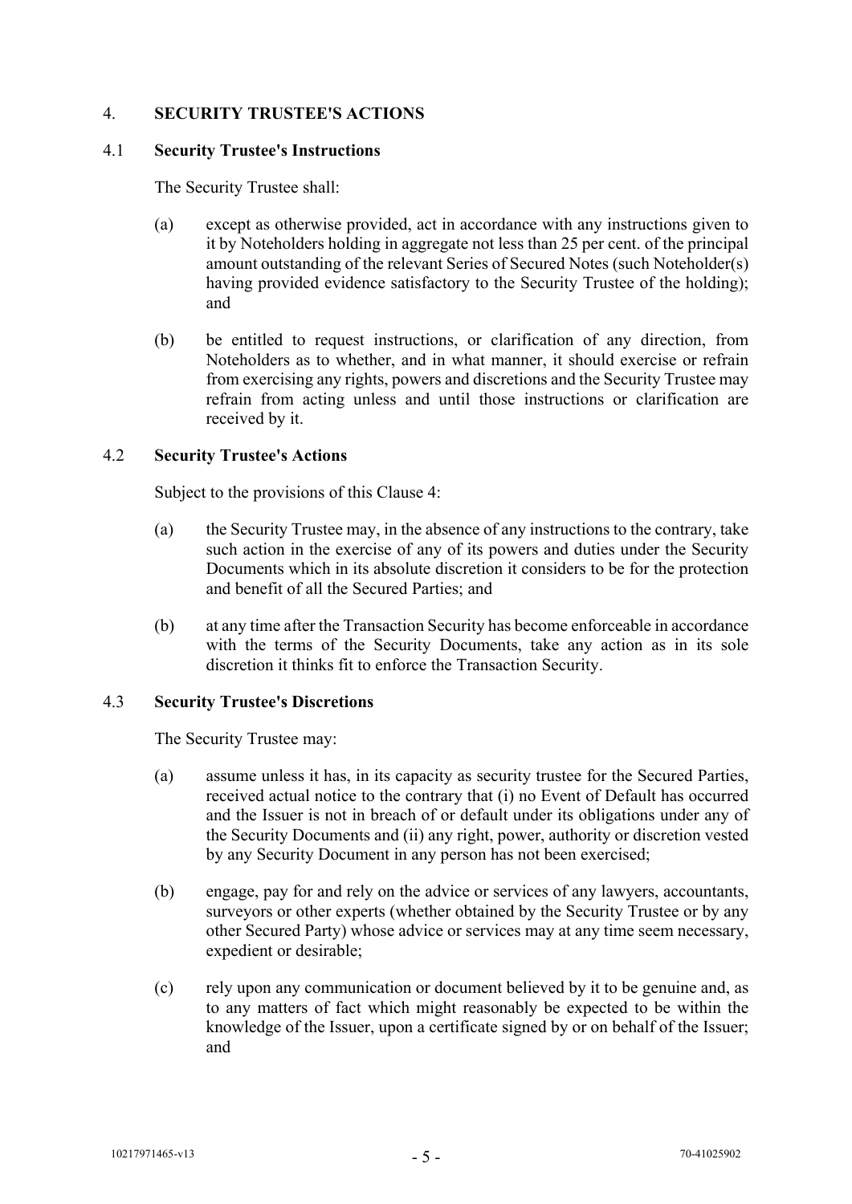## 4. SECURITY TRUSTEE'S ACTIONS

### 4.1 Security Trustee's Instructions

The Security Trustee shall:

(a) except as otherwise provided, act in accordance with any instructions given to it by Noteholders holding in aggregate not less than 25 per cent. of the principal amount outstanding of the relevant Series of Secured Notes (such Noteholder(s) having provided evidence satisfactory to the Security Trustee of the holding); and

(b) be entitled to request instructions, or clarification of any direction, from Noteholders as to whether, and in what manner, it should exercise or refrain from exercising any rights, powers and discretions and the Security Trustee may refrain from acting unless and until those instructions or clarification are received by it.

### 4.2 Security Trustee's Actions

Subject to the provisions of this Clause 4:

(a) the Security Trustee may, in the absence of any instructions to the contrary, take such action in the exercise of any of its powers and duties under the Security Documents which in its absolute discretion it considers to be for the protection and benefit of all the Secured Parties; and

(b) at any time after the Transaction Security has become enforceable in accordance with the terms of the Security Documents, take any action as in its sole discretion it thinks fit to enforce the Transaction Security.

### 4.3 Security Trustee's Discretions

The Security Trustee may:

(a) assume unless it has, in its capacity as security trustee for the Secured Parties, received actual notice to the contrary that (i) no Event of Default has occurred and the Issuer is not in breach of or default under its obligations under any of the Security Documents and (ii) any right, power, authority or discretion vested by any Security Document in any person has not been exercised;

(b) engage, pay for and rely on the advice or services of any lawyers, accountants, surveyors or other experts (whether obtained by the Security Trustee or by any other Secured Party) whose advice or services may at any time seem necessary, expedient or desirable;

(c) rely upon any communication or document believed by it to be genuine and, as to any matters of fact which might reasonably be expected to be within the knowledge of the Issuer, upon a certificate signed by or on behalf of the Issuer; and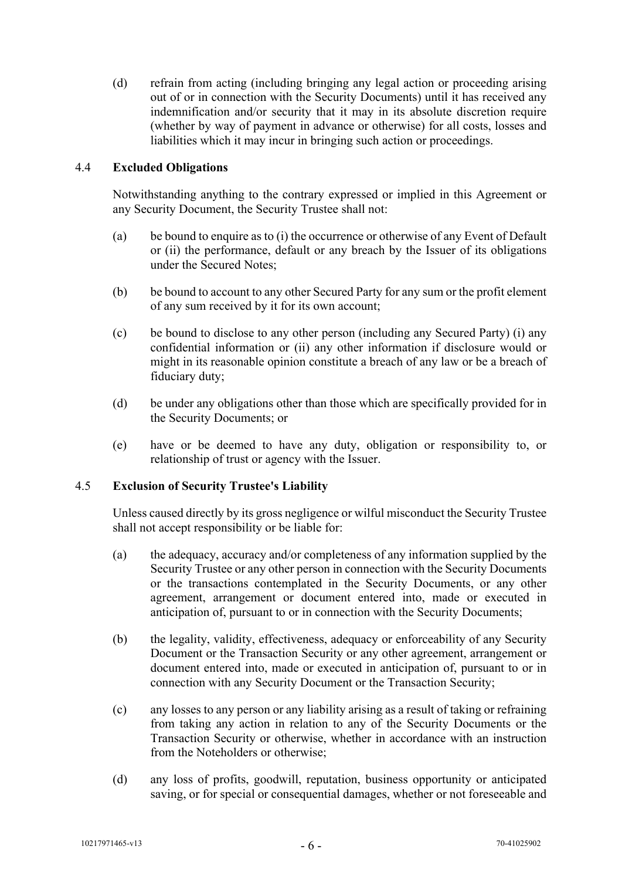(d) refrain from acting (including bringing any legal action or proceeding arising out of or in connection with the Security Documents) until it has received any indemnification and/or security that it may in its absolute discretion require (whether by way of payment in advance or otherwise) for all costs, losses and liabilities which it may incur in bringing such action or proceedings.

### 4.4 Excluded Obligations

Notwithstanding anything to the contrary expressed or implied in this Agreement or any Security Document, the Security Trustee shall not:

(a) be bound to enquire as to (i) the occurrence or otherwise of any Event of Default or (ii) the performance, default or any breach by the Issuer of its obligations under the Secured Notes;

(b) be bound to account to any other Secured Party for any sum or the profit element of any sum received by it for its own account;

(c) be bound to disclose to any other person (including any Secured Party) (i) any confidential information or (ii) any other information if disclosure would or might in its reasonable opinion constitute a breach of any law or be a breach of fiduciary duty;

(d) be under any obligations other than those which are specifically provided for in the Security Documents; or

(e) have or be deemed to have any duty, obligation or responsibility to, or relationship of trust or agency with the Issuer.

### 4.5 Exclusion of Security Trustee's Liability

Unless caused directly by its gross negligence or wilful misconduct the Security Trustee shall not accept responsibility or be liable for:

(a) the adequacy, accuracy and/or completeness of any information supplied by the Security Trustee or any other person in connection with the Security Documents or the transactions contemplated in the Security Documents, or any other agreement, arrangement or document entered into, made or executed in anticipation of, pursuant to or in connection with the Security Documents;

(b) the legality, validity, effectiveness, adequacy or enforceability of any Security Document or the Transaction Security or any other agreement, arrangement or document entered into, made or executed in anticipation of, pursuant to or in connection with any Security Document or the Transaction Security;

(c) any losses to any person or any liability arising as a result of taking or refraining from taking any action in relation to any of the Security Documents or the Transaction Security or otherwise, whether in accordance with an instruction from the Noteholders or otherwise;

(d) any loss of profits, goodwill, reputation, business opportunity or anticipated saving, or for special or consequential damages, whether or not foreseeable and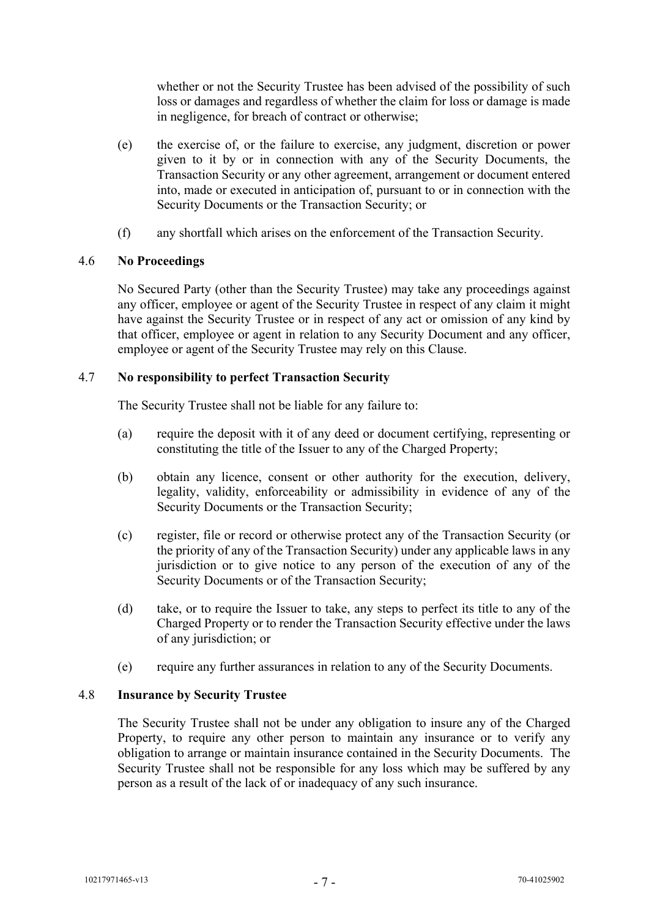whether or not the Security Trustee has been advised of the possibility of such loss or damages and regardless of whether the claim for loss or damage is made in negligence, for breach of contract or otherwise;

(e) the exercise of, or the failure to exercise, any judgment, discretion or power given to it by or in connection with any of the Security Documents, the Transaction Security or any other agreement, arrangement or document entered into, made or executed in anticipation of, pursuant to or in connection with the Security Documents or the Transaction Security; or

(f) any shortfall which arises on the enforcement of the Transaction Security.

4.6 **No Proceedings**

No Secured Party (other than the Security Trustee) may take any proceedings against any officer, employee or agent of the Security Trustee in respect of any claim it might have against the Security Trustee or in respect of any act or omission of any kind by that officer, employee or agent in relation to any Security Document and any officer, employee or agent of the Security Trustee may rely on this Clause.

4.7 **No responsibility to perfect Transaction Security**

The Security Trustee shall not be liable for any failure to:

(a) require the deposit with it of any deed or document certifying, representing or constituting the title of the Issuer to any of the Charged Property;

(b) obtain any licence, consent or other authority for the execution, delivery, legality, validity, enforceability or admissibility in evidence of any of the Security Documents or the Transaction Security;

(c) register, file or record or otherwise protect any of the Transaction Security (or the priority of any of the Transaction Security) under any applicable laws in any jurisdiction or to give notice to any person of the execution of any of the Security Documents or of the Transaction Security;

(d) take, or to require the Issuer to take, any steps to perfect its title to any of the Charged Property or to render the Transaction Security effective under the laws of any jurisdiction; or

(e) require any further assurances in relation to any of the Security Documents.

4.8 **Insurance by Security Trustee**

The Security Trustee shall not be under any obligation to insure any of the Charged Property, to require any other person to maintain any insurance or to verify any obligation to arrange or maintain insurance contained in the Security Documents. The Security Trustee shall not be responsible for any loss which may be suffered by any person as a result of the lack of or inadequacy of any such insurance.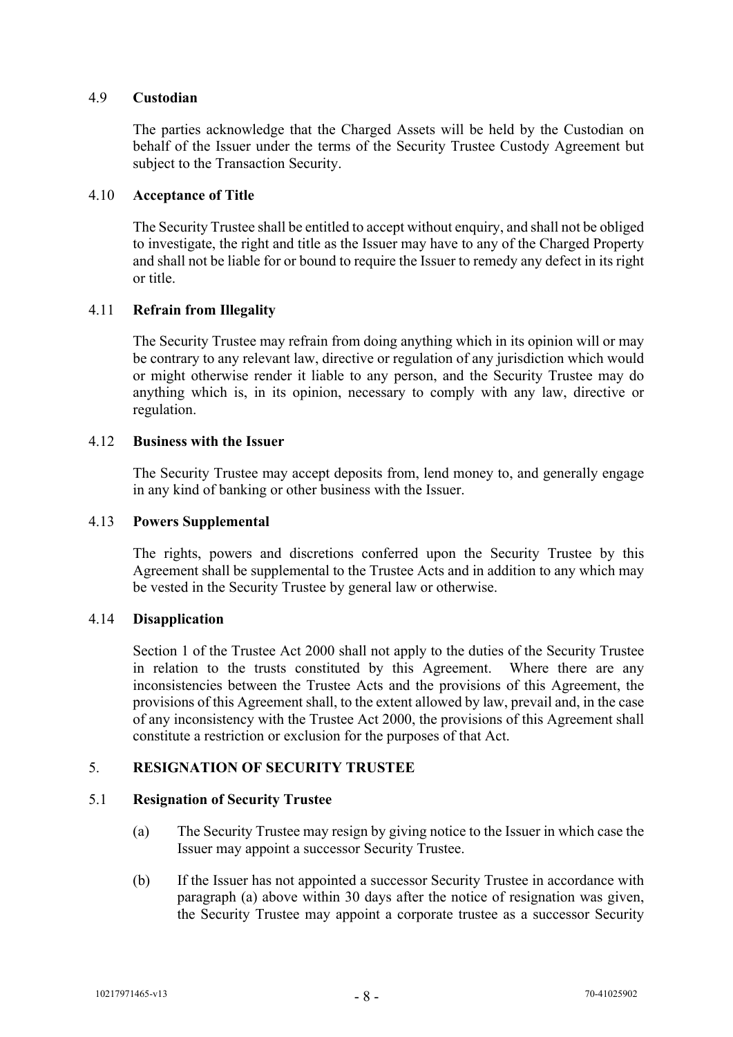### 4.9 **Custodian**

The parties acknowledge that the Charged Assets will be held by the Custodian on behalf of the Issuer under the terms of the Security Trustee Custody Agreement but subject to the Transaction Security.

### 4.10 **Acceptance of Title**

The Security Trustee shall be entitled to accept without enquiry, and shall not be obliged to investigate, the right and title as the Issuer may have to any of the Charged Property and shall not be liable for or bound to require the Issuer to remedy any defect in its right or title.

### 4.11 **Refrain from Illegality**

The Security Trustee may refrain from doing anything which in its opinion will or may be contrary to any relevant law, directive or regulation of any jurisdiction which would or might otherwise render it liable to any person, and the Security Trustee may do anything which is, in its opinion, necessary to comply with any law, directive or regulation.

### 4.12 **Business with the Issuer**

The Security Trustee may accept deposits from, lend money to, and generally engage in any kind of banking or other business with the Issuer.

### 4.13 **Powers Supplemental**

The rights, powers and discretions conferred upon the Security Trustee by this Agreement shall be supplemental to the Trustee Acts and in addition to any which may be vested in the Security Trustee by general law or otherwise.

### 4.14 **Disapplication**

Section 1 of the Trustee Act 2000 shall not apply to the duties of the Security Trustee in relation to the trusts constituted by this Agreement. Where there are any inconsistencies between the Trustee Acts and the provisions of this Agreement, the provisions of this Agreement shall, to the extent allowed by law, prevail and, in the case of any inconsistency with the Trustee Act 2000, the provisions of this Agreement shall constitute a restriction or exclusion for the purposes of that Act.

## 5. **RESIGNATION OF SECURITY TRUSTEE**

### 5.1 **Resignation of Security Trustee**

(a) The Security Trustee may resign by giving notice to the Issuer in which case the Issuer may appoint a successor Security Trustee.

(b) If the Issuer has not appointed a successor Security Trustee in accordance with paragraph (a) above within 30 days after the notice of resignation was given, the Security Trustee may appoint a corporate trustee as a successor Security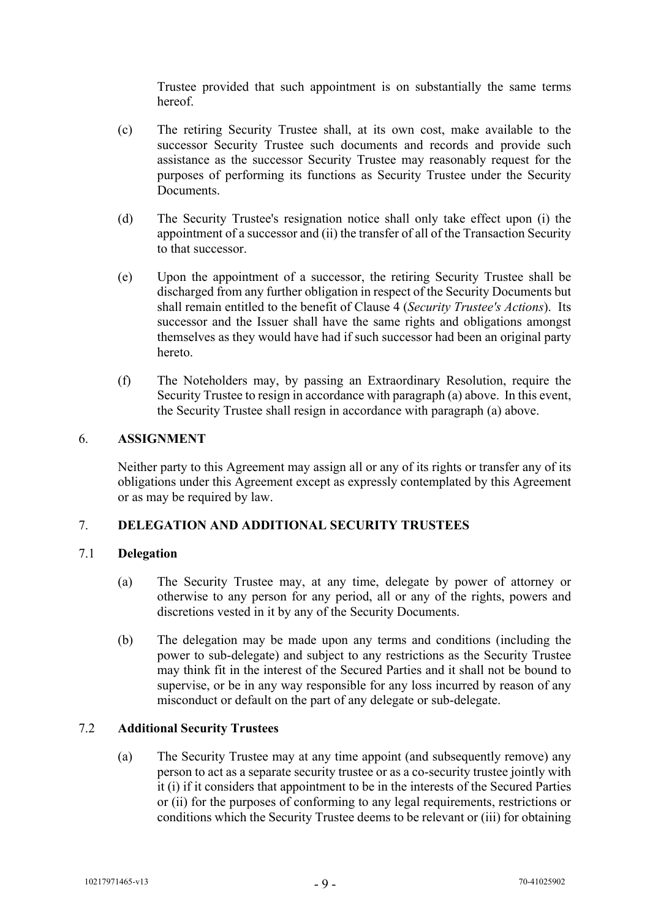Trustee provided that such appointment is on substantially the same terms hereof.

(c) The retiring Security Trustee shall, at its own cost, make available to the successor Security Trustee such documents and records and provide such assistance as the successor Security Trustee may reasonably request for the purposes of performing its functions as Security Trustee under the Security Documents.

(d) The Security Trustee's resignation notice shall only take effect upon (i) the appointment of a successor and (ii) the transfer of all of the Transaction Security to that successor.

(e) Upon the appointment of a successor, the retiring Security Trustee shall be discharged from any further obligation in respect of the Security Documents but shall remain entitled to the benefit of Clause 4 (*Security Trustee's Actions*). Its successor and the Issuer shall have the same rights and obligations amongst themselves as they would have had if such successor had been an original party hereto.

(f) The Noteholders may, by passing an Extraordinary Resolution, require the Security Trustee to resign in accordance with paragraph (a) above. In this event, the Security Trustee shall resign in accordance with paragraph (a) above.

## 6. ASSIGNMENT

Neither party to this Agreement may assign all or any of its rights or transfer any of its obligations under this Agreement except as expressly contemplated by this Agreement or as may be required by law.

## 7. DELEGATION AND ADDITIONAL SECURITY TRUSTEES

### 7.1 Delegation

(a) The Security Trustee may, at any time, delegate by power of attorney or otherwise to any person for any period, all or any of the rights, powers and discretions vested in it by any of the Security Documents.

(b) The delegation may be made upon any terms and conditions (including the power to sub-delegate) and subject to any restrictions as the Security Trustee may think fit in the interest of the Secured Parties and it shall not be bound to supervise, or be in any way responsible for any loss incurred by reason of any misconduct or default on the part of any delegate or sub-delegate.

### 7.2 Additional Security Trustees

(a) The Security Trustee may at any time appoint (and subsequently remove) any person to act as a separate security trustee or as a co-security trustee jointly with it (i) if it considers that appointment to be in the interests of the Secured Parties or (ii) for the purposes of conforming to any legal requirements, restrictions or conditions which the Security Trustee deems to be relevant or (iii) for obtaining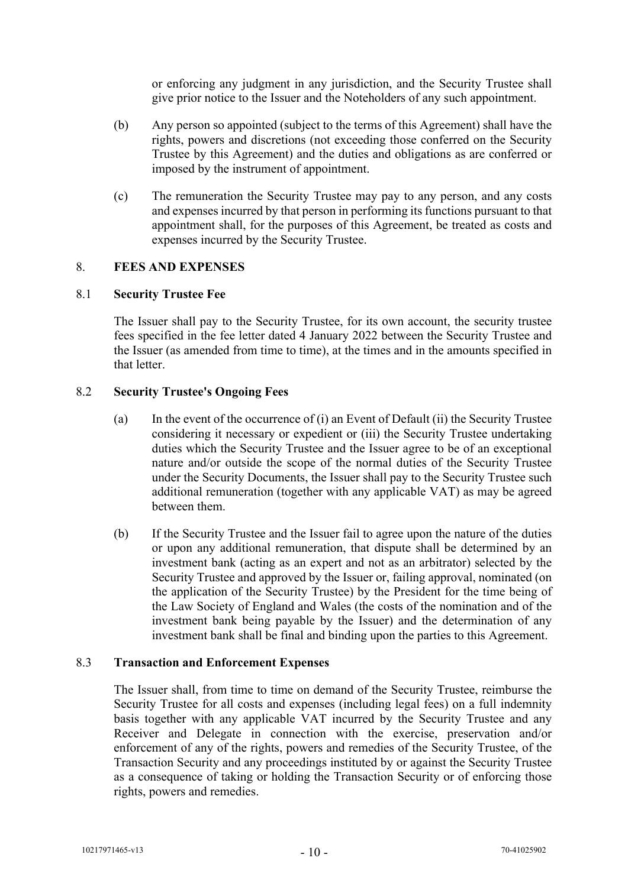or enforcing any judgment in any jurisdiction, and the Security Trustee shall give prior notice to the Issuer and the Noteholders of any such appointment.

(b) Any person so appointed (subject to the terms of this Agreement) shall have the rights, powers and discretions (not exceeding those conferred on the Security Trustee by this Agreement) and the duties and obligations as are conferred or imposed by the instrument of appointment.

(c) The remuneration the Security Trustee may pay to any person, and any costs and expenses incurred by that person in performing its functions pursuant to that appointment shall, for the purposes of this Agreement, be treated as costs and expenses incurred by the Security Trustee.

## 8. FEES AND EXPENSES

### 8.1 Security Trustee Fee

The Issuer shall pay to the Security Trustee, for its own account, the security trustee fees specified in the fee letter dated 4 January 2022 between the Security Trustee and the Issuer (as amended from time to time), at the times and in the amounts specified in that letter.

### 8.2 Security Trustee's Ongoing Fees

(a) In the event of the occurrence of (i) an Event of Default (ii) the Security Trustee considering it necessary or expedient or (iii) the Security Trustee undertaking duties which the Security Trustee and the Issuer agree to be of an exceptional nature and/or outside the scope of the normal duties of the Security Trustee under the Security Documents, the Issuer shall pay to the Security Trustee such additional remuneration (together with any applicable VAT) as may be agreed between them.

(b) If the Security Trustee and the Issuer fail to agree upon the nature of the duties or upon any additional remuneration, that dispute shall be determined by an investment bank (acting as an expert and not as an arbitrator) selected by the Security Trustee and approved by the Issuer or, failing approval, nominated (on the application of the Security Trustee) by the President for the time being of the Law Society of England and Wales (the costs of the nomination and of the investment bank being payable by the Issuer) and the determination of any investment bank shall be final and binding upon the parties to this Agreement.

### 8.3 Transaction and Enforcement Expenses

The Issuer shall, from time to time on demand of the Security Trustee, reimburse the Security Trustee for all costs and expenses (including legal fees) on a full indemnity basis together with any applicable VAT incurred by the Security Trustee and any Receiver and Delegate in connection with the exercise, preservation and/or enforcement of any of the rights, powers and remedies of the Security Trustee, of the Transaction Security and any proceedings instituted by or against the Security Trustee as a consequence of taking or holding the Transaction Security or of enforcing those rights, powers and remedies.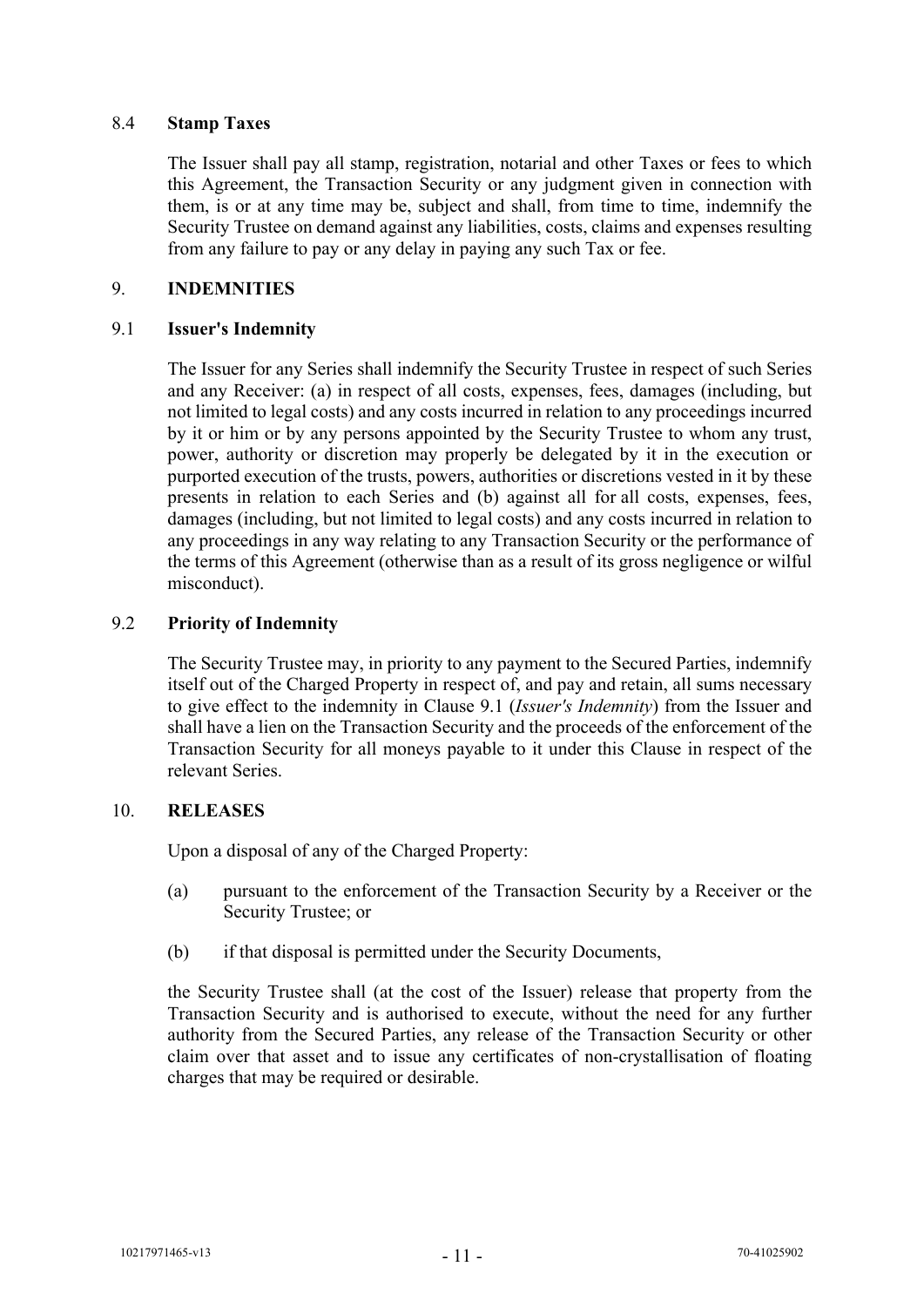### 8.4 **Stamp Taxes**

The Issuer shall pay all stamp, registration, notarial and other Taxes or fees to which this Agreement, the Transaction Security or any judgment given in connection with them, is or at any time may be, subject and shall, from time to time, indemnify the Security Trustee on demand against any liabilities, costs, claims and expenses resulting from any failure to pay or any delay in paying any such Tax or fee.

## 9. **INDEMNITIES**

### 9.1 **Issuer's Indemnity**

The Issuer for any Series shall indemnify the Security Trustee in respect of such Series and any Receiver: (a) in respect of all costs, expenses, fees, damages (including, but not limited to legal costs) and any costs incurred in relation to any proceedings incurred by it or him or by any persons appointed by the Security Trustee to whom any trust, power, authority or discretion may properly be delegated by it in the execution or purported execution of the trusts, powers, authorities or discretions vested in it by these presents in relation to each Series and (b) against all for all costs, expenses, fees, damages (including, but not limited to legal costs) and any costs incurred in relation to any proceedings in any way relating to any Transaction Security or the performance of the terms of this Agreement (otherwise than as a result of its gross negligence or wilful misconduct).

### 9.2 **Priority of Indemnity**

The Security Trustee may, in priority to any payment to the Secured Parties, indemnify itself out of the Charged Property in respect of, and pay and retain, all sums necessary to give effect to the indemnity in Clause 9.1 (*Issuer's Indemnity*) from the Issuer and shall have a lien on the Transaction Security and the proceeds of the enforcement of the Transaction Security for all moneys payable to it under this Clause in respect of the relevant Series.

## 10. **RELEASES**

Upon a disposal of any of the Charged Property:

(a) pursuant to the enforcement of the Transaction Security by a Receiver or the Security Trustee; or

(b) if that disposal is permitted under the Security Documents,

the Security Trustee shall (at the cost of the Issuer) release that property from the Transaction Security and is authorised to execute, without the need for any further authority from the Secured Parties, any release of the Transaction Security or other claim over that asset and to issue any certificates of non-crystallisation of floating charges that may be required or desirable.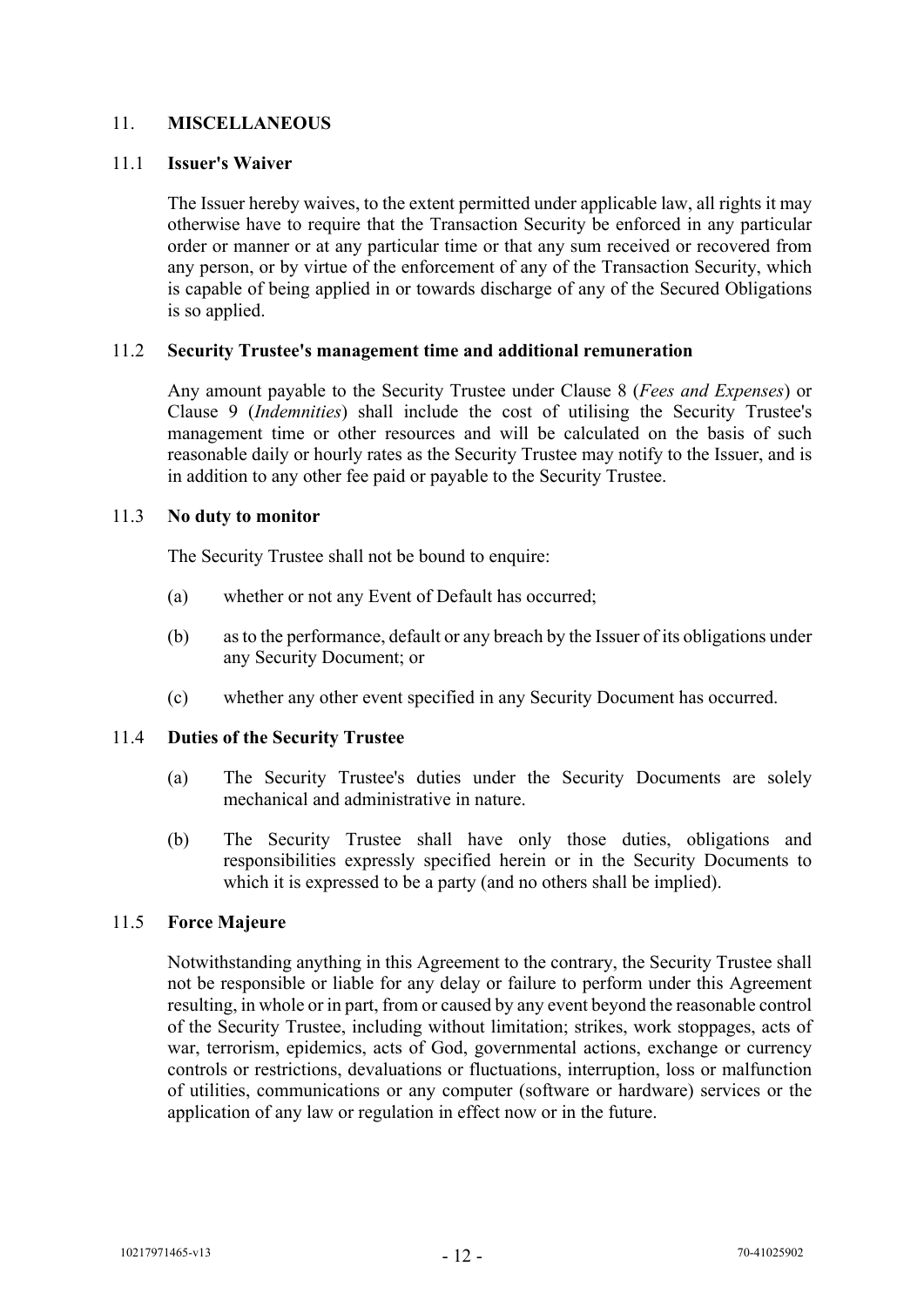## 11. MISCELLANEOUS

### 11.1 Issuer's Waiver

The Issuer hereby waives, to the extent permitted under applicable law, all rights it may otherwise have to require that the Transaction Security be enforced in any particular order or manner or at any particular time or that any sum received or recovered from any person, or by virtue of the enforcement of any of the Transaction Security, which is capable of being applied in or towards discharge of any of the Secured Obligations is so applied.

### 11.2 Security Trustee's management time and additional remuneration

Any amount payable to the Security Trustee under Clause 8 (*Fees and Expenses*) or Clause 9 (*Indemnities*) shall include the cost of utilising the Security Trustee's management time or other resources and will be calculated on the basis of such reasonable daily or hourly rates as the Security Trustee may notify to the Issuer, and is in addition to any other fee paid or payable to the Security Trustee.

### 11.3 No duty to monitor

The Security Trustee shall not be bound to enquire:

(a) whether or not any Event of Default has occurred;

(b) as to the performance, default or any breach by the Issuer of its obligations under any Security Document; or

(c) whether any other event specified in any Security Document has occurred.

### 11.4 Duties of the Security Trustee

(a) The Security Trustee's duties under the Security Documents are solely mechanical and administrative in nature.

(b) The Security Trustee shall have only those duties, obligations and responsibilities expressly specified herein or in the Security Documents to which it is expressed to be a party (and no others shall be implied).

### 11.5 Force Majeure

Notwithstanding anything in this Agreement to the contrary, the Security Trustee shall not be responsible or liable for any delay or failure to perform under this Agreement resulting, in whole or in part, from or caused by any event beyond the reasonable control of the Security Trustee, including without limitation; strikes, work stoppages, acts of war, terrorism, epidemics, acts of God, governmental actions, exchange or currency controls or restrictions, devaluations or fluctuations, interruption, loss or malfunction of utilities, communications or any computer (software or hardware) services or the application of any law or regulation in effect now or in the future.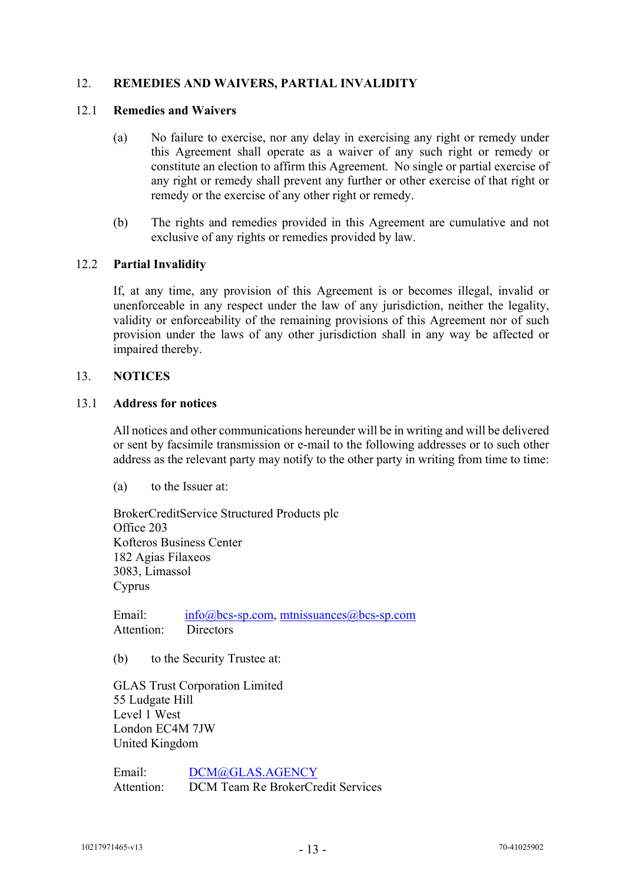## 12. REMEDIES AND WAIVERS, PARTIAL INVALIDITY

### 12.1 Remedies and Waivers

(a) No failure to exercise, nor any delay in exercising any right or remedy under this Agreement shall operate as a waiver of any such right or remedy or constitute an election to affirm this Agreement. No single or partial exercise of any right or remedy shall prevent any further or other exercise of that right or remedy or the exercise of any other right or remedy.

(b) The rights and remedies provided in this Agreement are cumulative and not exclusive of any rights or remedies provided by law.

### 12.2 Partial Invalidity

If, at any time, any provision of this Agreement is or becomes illegal, invalid or unenforceable in any respect under the law of any jurisdiction, neither the legality, validity or enforceability of the remaining provisions of this Agreement nor of such provision under the laws of any other jurisdiction shall in any way be affected or impaired thereby.

## 13. NOTICES

### 13.1 Address for notices

All notices and other communications hereunder will be in writing and will be delivered or sent by facsimile transmission or e-mail to the following addresses or to such other address as the relevant party may notify to the other party in writing from time to time:

(a) to the Issuer at:

BrokerCreditService Structured Products plc
Office 203
Kofteros Business Center
182 Agias Filaxeos
3083, Limassol
Cyprus

Email: info@bcs-sp.com, mtnissuances@bcs-sp.com
Attention: Directors

(b) to the Security Trustee at:

GLAS Trust Corporation Limited
55 Ludgate Hill
Level 1 West
London EC4M 7JW
United Kingdom

Email: DCM@GLAS.AGENCY
Attention: DCM Team Re BrokerCredit Services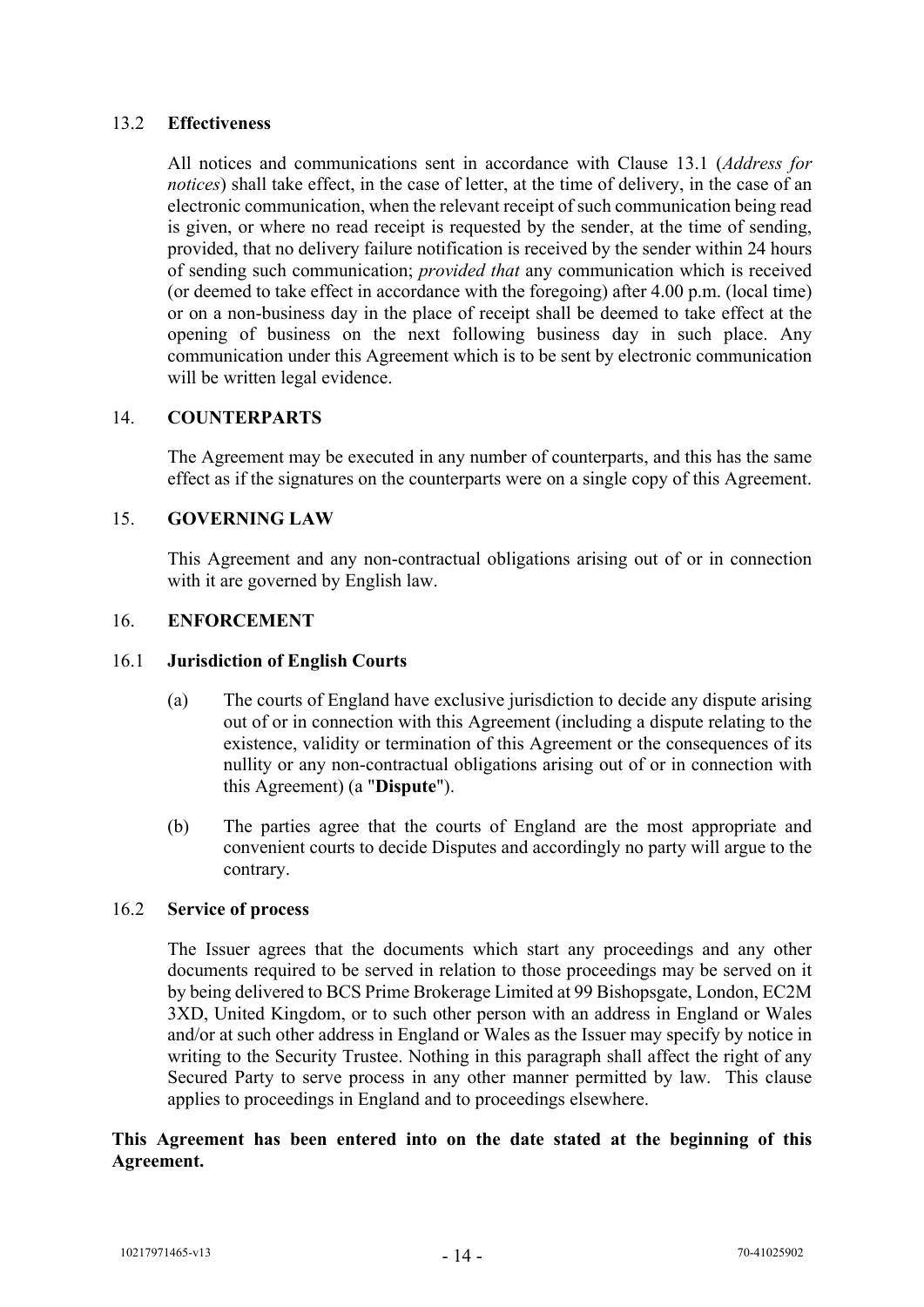### 13.2 **Effectiveness**

All notices and communications sent in accordance with Clause 13.1 (*Address for notices*) shall take effect, in the case of letter, at the time of delivery, in the case of an electronic communication, when the relevant receipt of such communication being read is given, or where no read receipt is requested by the sender, at the time of sending, provided, that no delivery failure notification is received by the sender within 24 hours of sending such communication; *provided that* any communication which is received (or deemed to take effect in accordance with the foregoing) after 4.00 p.m. (local time) or on a non-business day in the place of receipt shall be deemed to take effect at the opening of business on the next following business day in such place. Any communication under this Agreement which is to be sent by electronic communication will be written legal evidence.

## 14. **COUNTERPARTS**

The Agreement may be executed in any number of counterparts, and this has the same effect as if the signatures on the counterparts were on a single copy of this Agreement.

## 15. **GOVERNING LAW**

This Agreement and any non-contractual obligations arising out of or in connection with it are governed by English law.

## 16. **ENFORCEMENT**

### 16.1 **Jurisdiction of English Courts**

(a) The courts of England have exclusive jurisdiction to decide any dispute arising out of or in connection with this Agreement (including a dispute relating to the existence, validity or termination of this Agreement or the consequences of its nullity or any non-contractual obligations arising out of or in connection with this Agreement) (a "**Dispute**").

(b) The parties agree that the courts of England are the most appropriate and convenient courts to decide Disputes and accordingly no party will argue to the contrary.

### 16.2 **Service of process**

The Issuer agrees that the documents which start any proceedings and any other documents required to be served in relation to those proceedings may be served on it by being delivered to BCS Prime Brokerage Limited at 99 Bishopsgate, London, EC2M 3XD, United Kingdom, or to such other person with an address in England or Wales and/or at such other address in England or Wales as the Issuer may specify by notice in writing to the Security Trustee. Nothing in this paragraph shall affect the right of any Secured Party to serve process in any other manner permitted by law. This clause applies to proceedings in England and to proceedings elsewhere.

**This Agreement has been entered into on the date stated at the beginning of this Agreement.**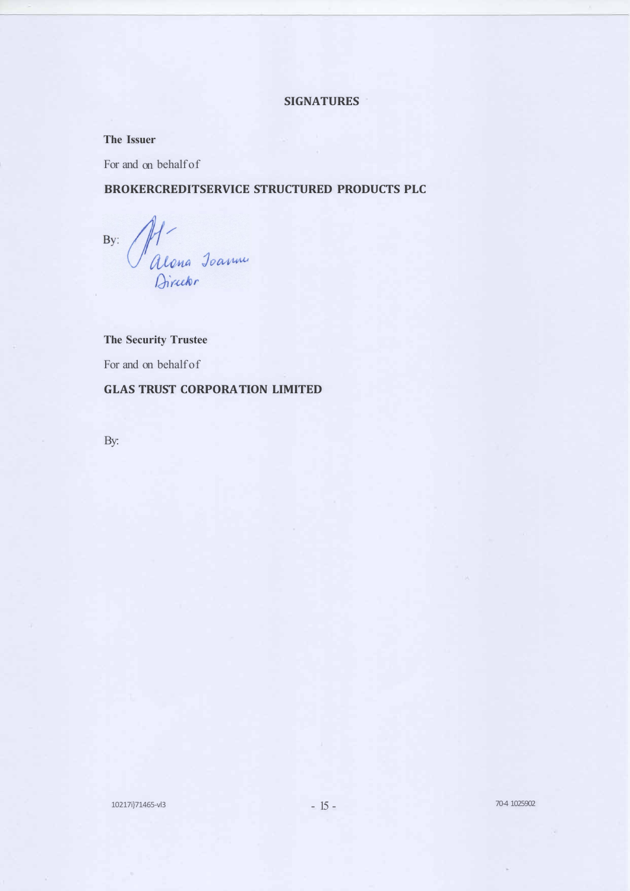## SIGNATURES

**The Issuer**

For and on behalf of

**BROKERCREDITSERVICE STRUCTURED PRODUCTS PLC**

By: Alona Ioannu
Director

**The Security Trustee**

For and on behalf of

**GLAS TRUST CORPORATION LIMITED**

By:

10217i}71465-vl3 70-4 1025902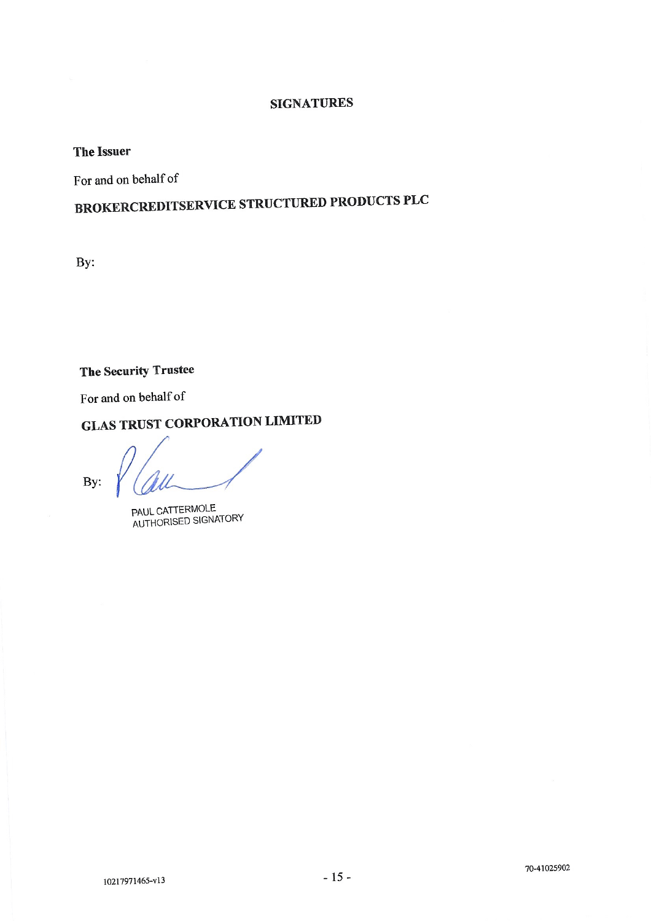## SIGNATURES

**The Issuer**

For and on behalf of

**BROKERCREDITSERVICE STRUCTURED PRODUCTS PLC**

By:

**The Security Trustee**

For and on behalf of

**GLAS TRUST CORPORATION LIMITED**

By:

PAUL CATTERMOLE
AUTHORISED SIGNATORY

10217971465-v13

70-41025902